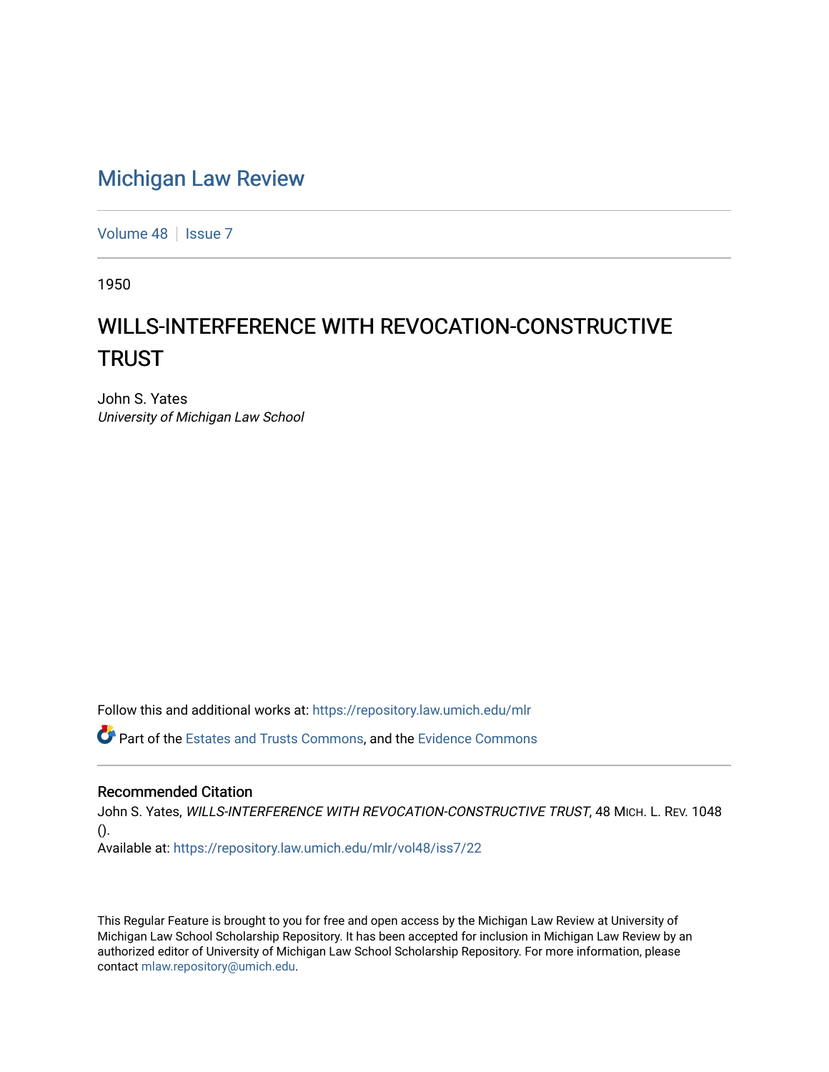# Michigan Law Review

Volume 48 | Issue 7

1950

## WILLS-INTERFERENCE WITH REVOCATION-CONSTRUCTIVE TRUST

John S. Yates
*University of Michigan Law School*

Follow this and additional works at: https://repository.law.umich.edu/mlr

Part of the Estates and Trusts Commons, and the Evidence Commons

### Recommended Citation

John S. Yates, *WILLS-INTERFERENCE WITH REVOCATION-CONSTRUCTIVE TRUST*, 48 MICH. L. REV. 1048 ().

Available at: https://repository.law.umich.edu/mlr/vol48/iss7/22

This Regular Feature is brought to you for free and open access by the Michigan Law Review at University of Michigan Law School Scholarship Repository. It has been accepted for inclusion in Michigan Law Review by an authorized editor of University of Michigan Law School Scholarship Repository. For more information, please contact mlaw.repository@umich.edu.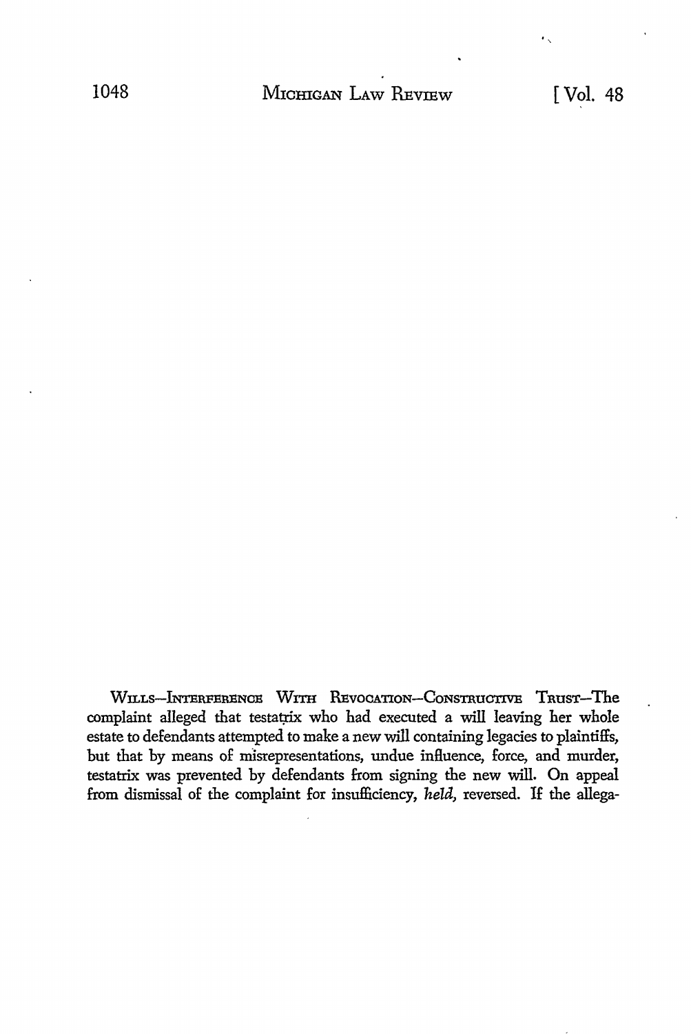WILLS—INTERFERENCE WITH REVOCATION—CONSTRUCTIVE TRUST—The complaint alleged that testatrix who had executed a will leaving her whole estate to defendants attempted to make a new will containing legacies to plaintiffs, but that by means of misrepresentations, undue influence, force, and murder, testatrix was prevented by defendants from signing the new will. On appeal from dismissal of the complaint for insufficiency, *held*, reversed. If the allega-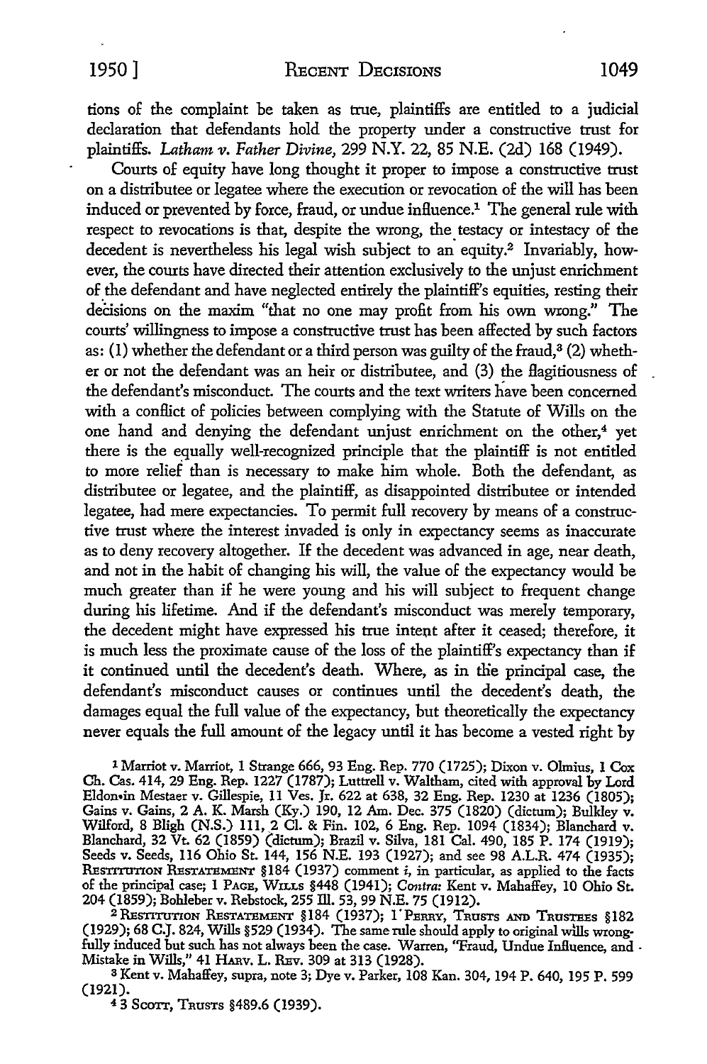tions of the complaint be taken as true, plaintiffs are entitled to a judicial declaration that defendants hold the property under a constructive trust for plaintiffs. *Latham v. Father Divine*, 299 N.Y. 22, 85 N.E. (2d) 168 (1949).

Courts of equity have long thought it proper to impose a constructive trust on a distributee or legatee where the execution or revocation of the will has been induced or prevented by force, fraud, or undue influence.[1] The general rule with respect to revocations is that, despite the wrong, the testacy or intestacy of the decedent is nevertheless his legal wish subject to an equity.[2] Invariably, however, the courts have directed their attention exclusively to the unjust enrichment of the defendant and have neglected entirely the plaintiff's equities, resting their decisions on the maxim "that no one may profit from his own wrong." The courts' willingness to impose a constructive trust has been affected by such factors as: (1) whether the defendant or a third person was guilty of the fraud,[3] (2) whether or not the defendant was an heir or distributee, and (3) the flagitiousness of the defendant's misconduct. The courts and the text writers have been concerned with a conflict of policies between complying with the Statute of Wills on the one hand and denying the defendant unjust enrichment on the other,[4] yet there is the equally well-recognized principle that the plaintiff is not entitled to more relief than is necessary to make him whole. Both the defendant, as distributee or legatee, and the plaintiff, as disappointed distributee or intended legatee, had mere expectancies. To permit full recovery by means of a constructive trust where the interest invaded is only in expectancy seems as inaccurate as to deny recovery altogether. If the decedent was advanced in age, near death, and not in the habit of changing his will, the value of the expectancy would be much greater than if he were young and his will subject to frequent change during his lifetime. And if the defendant's misconduct was merely temporary, the decedent might have expressed his true intent after it ceased; therefore, it is much less the proximate cause of the loss of the plaintiff's expectancy than if it continued until the decedent's death. Where, as in the principal case, the defendant's misconduct causes or continues until the decedent's death, the damages equal the full value of the expectancy, but theoretically the expectancy never equals the full amount of the legacy until it has become a vested right by

---

[1] Marriot v. Marriot, 1 Strange 666, 93 Eng. Rep. 770 (1725); Dixon v. Olmius, 1 Cox Ch. Cas. 414, 29 Eng. Rep. 1227 (1787); Luttrell v. Waltham, cited with approval by Lord Eldon in Mestaer v. Gillespie, 11 Ves. Jr. 622 at 638, 32 Eng. Rep. 1230 at 1236 (1805); Gains v. Gains, 2 A. K. Marsh (Ky.) 190, 12 Am. Dec. 375 (1820) (dictum); Bulkley v. Wilford, 8 Bligh (N.S.) 111, 2 Cl. & Fin. 102, 6 Eng. Rep. 1094 (1834); Blanchard v. Blanchard, 32 Vt. 62 (1859) (dictum); Brazil v. Silva, 181 Cal. 490, 185 P. 174 (1919); Seeds v. Seeds, 116 Ohio St. 144, 156 N.E. 193 (1927); and see 98 A.L.R. 474 (1935); RESTITUTION RESTATEMENT §184 (1937) comment *i*, in particular, as applied to the facts of the principal case; 1 PAGE, WILLS §448 (1941); *Contra:* Kent v. Mahaffey, 10 Ohio St. 204 (1859); Bohleber v. Rebstock, 255 Ill. 53, 99 N.E. 75 (1912).

[2] RESTITUTION RESTATEMENT §184 (1937); 1 PERRY, TRUSTS AND TRUSTEES §182 (1929); 68 C.J. 824, Wills §529 (1934). The same rule should apply to original wills wrongfully induced but such has not always been the case. Warren, "Fraud, Undue Influence, and Mistake in Wills," 41 HARV. L. REV. 309 at 313 (1928).

[3] Kent v. Mahaffey, supra, note 3; Dye v. Parker, 108 Kan. 304, 194 P. 640, 195 P. 599 (1921).

[4] 3 SCOTT, TRUSTS §489.6 (1939).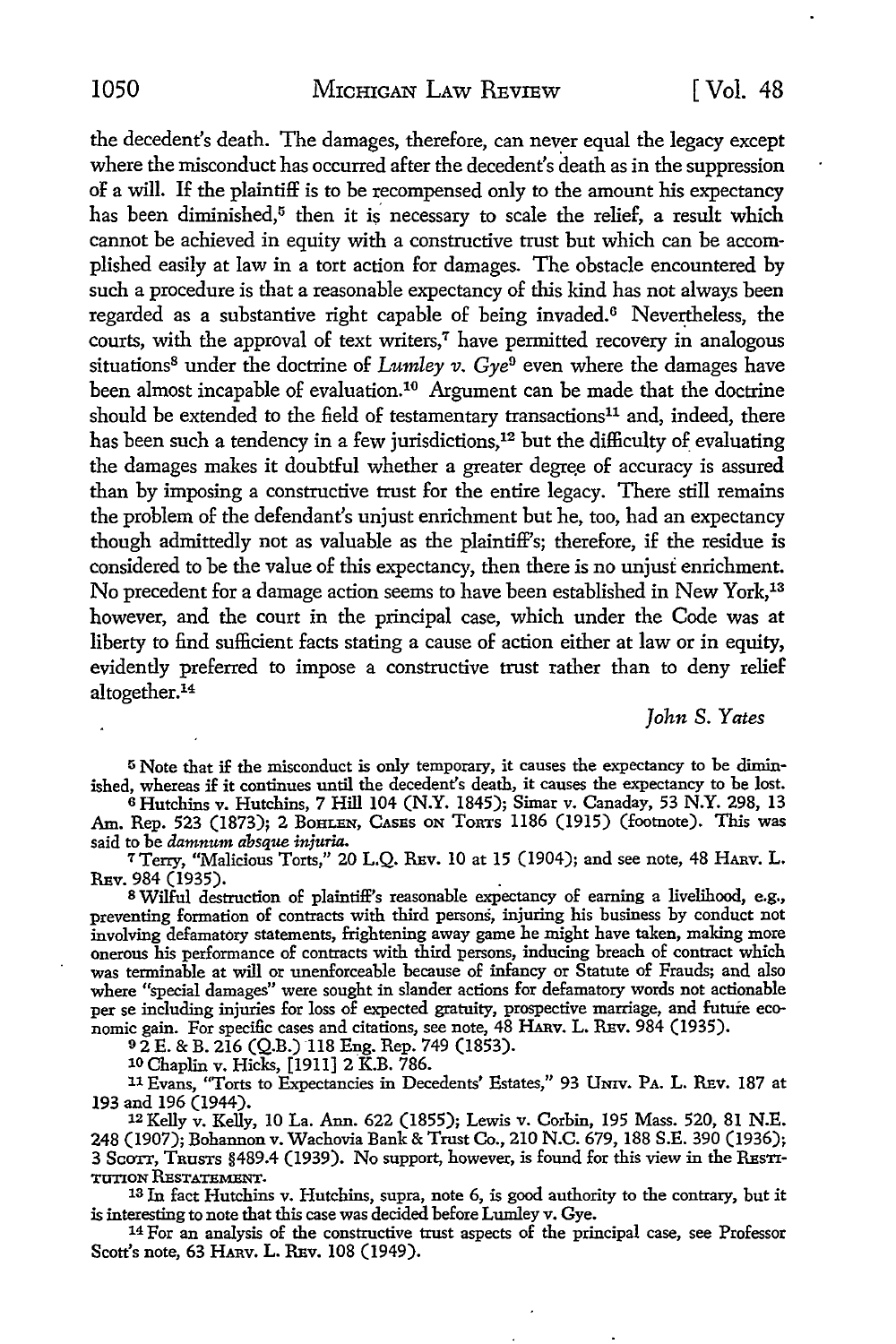the decedent's death. The damages, therefore, can never equal the legacy except where the misconduct has occurred after the decedent's death as in the suppression of a will. If the plaintiff is to be recompensed only to the amount his expectancy has been diminished,[5] then it is necessary to scale the relief, a result which cannot be achieved in equity with a constructive trust but which can be accomplished easily at law in a tort action for damages. The obstacle encountered by such a procedure is that a reasonable expectancy of this kind has not always been regarded as a substantive right capable of being invaded.[6] Nevertheless, the courts, with the approval of text writers,[7] have permitted recovery in analogous situations[8] under the doctrine of *Lumley v. Gye*[9] even where the damages have been almost incapable of evaluation.[10] Argument can be made that the doctrine should be extended to the field of testamentary transactions[11] and, indeed, there has been such a tendency in a few jurisdictions,[12] but the difficulty of evaluating the damages makes it doubtful whether a greater degree of accuracy is assured than by imposing a constructive trust for the entire legacy. There still remains the problem of the defendant's unjust enrichment but he, too, had an expectancy though admittedly not as valuable as the plaintiff's; therefore, if the residue is considered to be the value of this expectancy, then there is no unjust enrichment. No precedent for a damage action seems to have been established in New York,[13] however, and the court in the principal case, which under the Code was at liberty to find sufficient facts stating a cause of action either at law or in equity, evidently preferred to impose a constructive trust rather than to deny relief altogether.[14]

*John S. Yates*

---

[5] Note that if the misconduct is only temporary, it causes the expectancy to be diminished, whereas if it continues until the decedent's death, it causes the expectancy to be lost.

[6] Hutchins v. Hutchins, 7 Hill 104 (N.Y. 1845); Simar v. Canaday, 53 N.Y. 298, 13 Am. Rep. 523 (1873); 2 BOHLEN, CASES ON TORTS 1186 (1915) (footnote). This was said to be *damnum absque injuria*.

[7] Terry, "Malicious Torts," 20 L.Q. REV. 10 at 15 (1904); and see note, 48 HARV. L. REV. 984 (1935).

[8] Wilful destruction of plaintiff's reasonable expectancy of earning a livelihood, e.g., preventing formation of contracts with third persons, injuring his business by conduct not involving defamatory statements, frightening away game he might have taken, making more onerous his performance of contracts with third persons, inducing breach of contract which was terminable at will or unenforceable because of infancy or Statute of Frauds; and also where "special damages" were sought in slander actions for defamatory words not actionable per se including injuries for loss of expected gratuity, prospective marriage, and future economic gain. For specific cases and citations, see note, 48 HARV. L. REV. 984 (1935).

[9] 2 E. & B. 216 (Q.B.) 118 Eng. Rep. 749 (1853).

[10] Chaplin v. Hicks, [1911] 2 K.B. 786.

[11] Evans, "Torts to Expectancies in Decedents' Estates," 93 UNIV. PA. L. REV. 187 at 193 and 196 (1944).

[12] Kelly v. Kelly, 10 La. Ann. 622 (1855); Lewis v. Corbin, 195 Mass. 520, 81 N.E. 248 (1907); Bohannon v. Wachovia Bank & Trust Co., 210 N.C. 679, 188 S.E. 390 (1936); 3 SCOTT, TRUSTS §489.4 (1939). No support, however, is found for this view in the RESTITUTION RESTATEMENT.

[13] In fact Hutchins v. Hutchins, supra, note 6, is good authority to the contrary, but it is interesting to note that this case was decided before Lumley v. Gye.

[14] For an analysis of the constructive trust aspects of the principal case, see Professor Scott's note, 63 HARV. L. REV. 108 (1949).